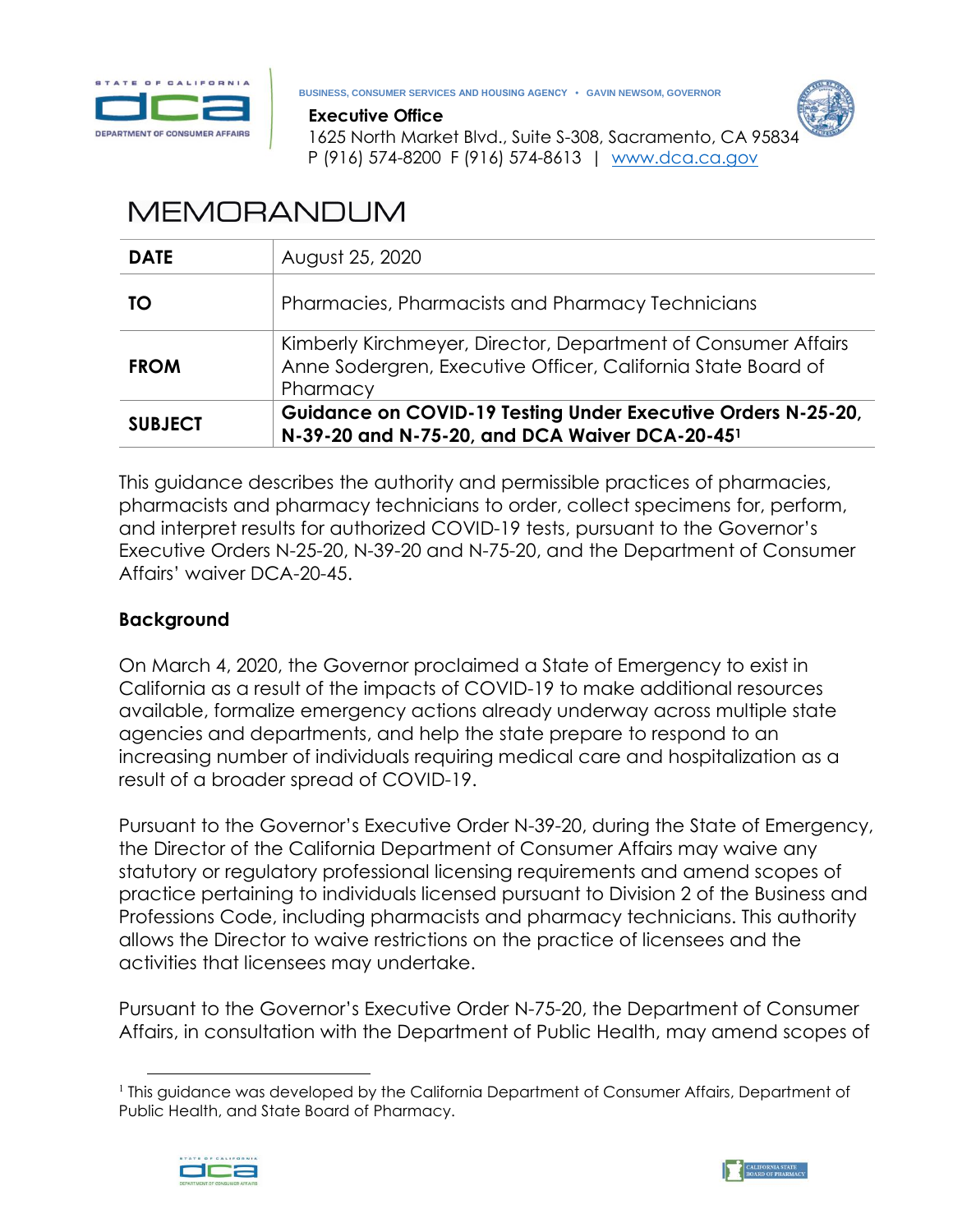BUSINESS, CONSUMER SERVICES AND HOUSING AGENCY • GAVIN NEWSOM, GOVERNOR

**Executive Office**
1625 North Market Blvd., Suite S-308, Sacramento, CA 95834
P (916) 574-8200 F (916) 574-8613 | www.dca.ca.gov

# MEMORANDUM

| | |
|---|---|
| **DATE** | August 25, 2020 |
| **TO** | Pharmacies, Pharmacists and Pharmacy Technicians |
| **FROM** | Kimberly Kirchmeyer, Director, Department of Consumer Affairs<br>Anne Sodergren, Executive Officer, California State Board of Pharmacy |
| **SUBJECT** | **Guidance on COVID-19 Testing Under Executive Orders N-25-20, N-39-20 and N-75-20, and DCA Waiver DCA-20-45[1]** |

This guidance describes the authority and permissible practices of pharmacies, pharmacists and pharmacy technicians to order, collect specimens for, perform, and interpret results for authorized COVID-19 tests, pursuant to the Governor's Executive Orders N-25-20, N-39-20 and N-75-20, and the Department of Consumer Affairs' waiver DCA-20-45.

## Background

On March 4, 2020, the Governor proclaimed a State of Emergency to exist in California as a result of the impacts of COVID-19 to make additional resources available, formalize emergency actions already underway across multiple state agencies and departments, and help the state prepare to respond to an increasing number of individuals requiring medical care and hospitalization as a result of a broader spread of COVID-19.

Pursuant to the Governor's Executive Order N-39-20, during the State of Emergency, the Director of the California Department of Consumer Affairs may waive any statutory or regulatory professional licensing requirements and amend scopes of practice pertaining to individuals licensed pursuant to Division 2 of the Business and Professions Code, including pharmacists and pharmacy technicians. This authority allows the Director to waive restrictions on the practice of licensees and the activities that licensees may undertake.

Pursuant to the Governor's Executive Order N-75-20, the Department of Consumer Affairs, in consultation with the Department of Public Health, may amend scopes of

[1] This guidance was developed by the California Department of Consumer Affairs, Department of Public Health, and State Board of Pharmacy.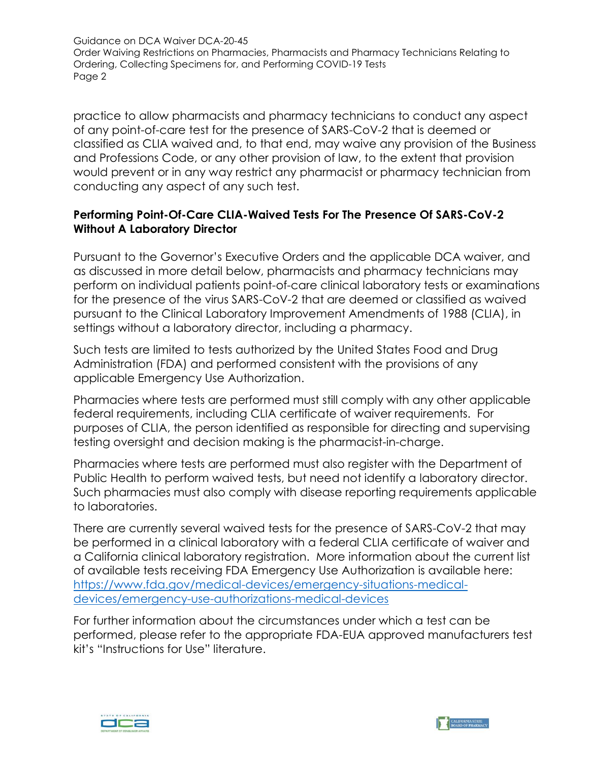practice to allow pharmacists and pharmacy technicians to conduct any aspect of any point-of-care test for the presence of SARS-CoV-2 that is deemed or classified as CLIA waived and, to that end, may waive any provision of the Business and Professions Code, or any other provision of law, to the extent that provision would prevent or in any way restrict any pharmacist or pharmacy technician from conducting any aspect of any such test.

**Performing Point-Of-Care CLIA-Waived Tests For The Presence Of SARS-CoV-2 Without A Laboratory Director**

Pursuant to the Governor's Executive Orders and the applicable DCA waiver, and as discussed in more detail below, pharmacists and pharmacy technicians may perform on individual patients point-of-care clinical laboratory tests or examinations for the presence of the virus SARS-CoV-2 that are deemed or classified as waived pursuant to the Clinical Laboratory Improvement Amendments of 1988 (CLIA), in settings without a laboratory director, including a pharmacy.

Such tests are limited to tests authorized by the United States Food and Drug Administration (FDA) and performed consistent with the provisions of any applicable Emergency Use Authorization.

Pharmacies where tests are performed must still comply with any other applicable federal requirements, including CLIA certificate of waiver requirements. For purposes of CLIA, the person identified as responsible for directing and supervising testing oversight and decision making is the pharmacist-in-charge.

Pharmacies where tests are performed must also register with the Department of Public Health to perform waived tests, but need not identify a laboratory director. Such pharmacies must also comply with disease reporting requirements applicable to laboratories.

There are currently several waived tests for the presence of SARS-CoV-2 that may be performed in a clinical laboratory with a federal CLIA certificate of waiver and a California clinical laboratory registration. More information about the current list of available tests receiving FDA Emergency Use Authorization is available here: https://www.fda.gov/medical-devices/emergency-situations-medical-devices/emergency-use-authorizations-medical-devices

For further information about the circumstances under which a test can be performed, please refer to the appropriate FDA-EUA approved manufacturers test kit's "Instructions for Use" literature.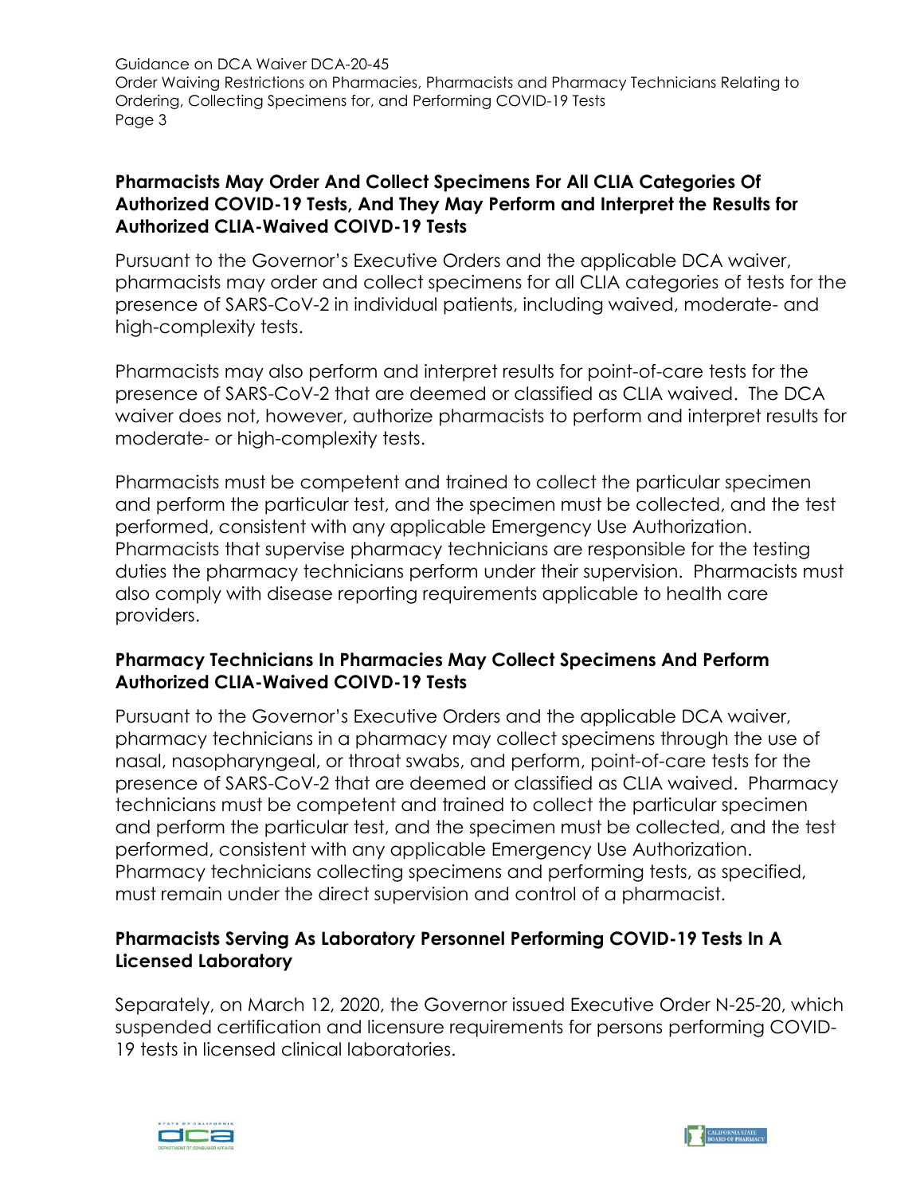## Pharmacists May Order And Collect Specimens For All CLIA Categories Of Authorized COVID-19 Tests, And They May Perform and Interpret the Results for Authorized CLIA-Waived COIVD-19 Tests

Pursuant to the Governor's Executive Orders and the applicable DCA waiver, pharmacists may order and collect specimens for all CLIA categories of tests for the presence of SARS-CoV-2 in individual patients, including waived, moderate- and high-complexity tests.

Pharmacists may also perform and interpret results for point-of-care tests for the presence of SARS-CoV-2 that are deemed or classified as CLIA waived. The DCA waiver does not, however, authorize pharmacists to perform and interpret results for moderate- or high-complexity tests.

Pharmacists must be competent and trained to collect the particular specimen and perform the particular test, and the specimen must be collected, and the test performed, consistent with any applicable Emergency Use Authorization. Pharmacists that supervise pharmacy technicians are responsible for the testing duties the pharmacy technicians perform under their supervision. Pharmacists must also comply with disease reporting requirements applicable to health care providers.

## Pharmacy Technicians In Pharmacies May Collect Specimens And Perform Authorized CLIA-Waived COIVD-19 Tests

Pursuant to the Governor's Executive Orders and the applicable DCA waiver, pharmacy technicians in a pharmacy may collect specimens through the use of nasal, nasopharyngeal, or throat swabs, and perform, point-of-care tests for the presence of SARS-CoV-2 that are deemed or classified as CLIA waived. Pharmacy technicians must be competent and trained to collect the particular specimen and perform the particular test, and the specimen must be collected, and the test performed, consistent with any applicable Emergency Use Authorization. Pharmacy technicians collecting specimens and performing tests, as specified, must remain under the direct supervision and control of a pharmacist.

## Pharmacists Serving As Laboratory Personnel Performing COVID-19 Tests In A Licensed Laboratory

Separately, on March 12, 2020, the Governor issued Executive Order N-25-20, which suspended certification and licensure requirements for persons performing COVID-19 tests in licensed clinical laboratories.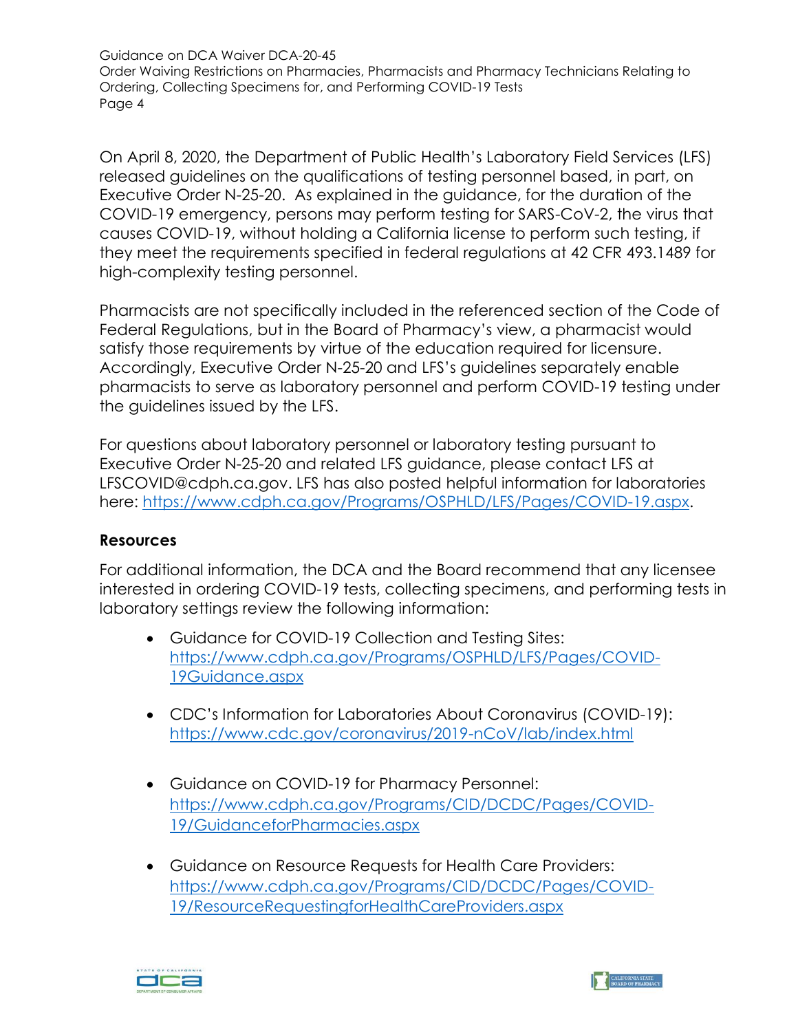On April 8, 2020, the Department of Public Health's Laboratory Field Services (LFS) released guidelines on the qualifications of testing personnel based, in part, on Executive Order N-25-20. As explained in the guidance, for the duration of the COVID-19 emergency, persons may perform testing for SARS-CoV-2, the virus that causes COVID-19, without holding a California license to perform such testing, if they meet the requirements specified in federal regulations at 42 CFR 493.1489 for high-complexity testing personnel.

Pharmacists are not specifically included in the referenced section of the Code of Federal Regulations, but in the Board of Pharmacy's view, a pharmacist would satisfy those requirements by virtue of the education required for licensure. Accordingly, Executive Order N-25-20 and LFS's guidelines separately enable pharmacists to serve as laboratory personnel and perform COVID-19 testing under the guidelines issued by the LFS.

For questions about laboratory personnel or laboratory testing pursuant to Executive Order N-25-20 and related LFS guidance, please contact LFS at LFSCOVID@cdph.ca.gov. LFS has also posted helpful information for laboratories here: https://www.cdph.ca.gov/Programs/OSPHLD/LFS/Pages/COVID-19.aspx.

**Resources**

For additional information, the DCA and the Board recommend that any licensee interested in ordering COVID-19 tests, collecting specimens, and performing tests in laboratory settings review the following information:

- Guidance for COVID-19 Collection and Testing Sites: https://www.cdph.ca.gov/Programs/OSPHLD/LFS/Pages/COVID-19Guidance.aspx
- CDC's Information for Laboratories About Coronavirus (COVID-19): https://www.cdc.gov/coronavirus/2019-nCoV/lab/index.html
- Guidance on COVID-19 for Pharmacy Personnel: https://www.cdph.ca.gov/Programs/CID/DCDC/Pages/COVID-19/GuidanceforPharmacies.aspx
- Guidance on Resource Requests for Health Care Providers: https://www.cdph.ca.gov/Programs/CID/DCDC/Pages/COVID-19/ResourceRequestingforHealthCareProviders.aspx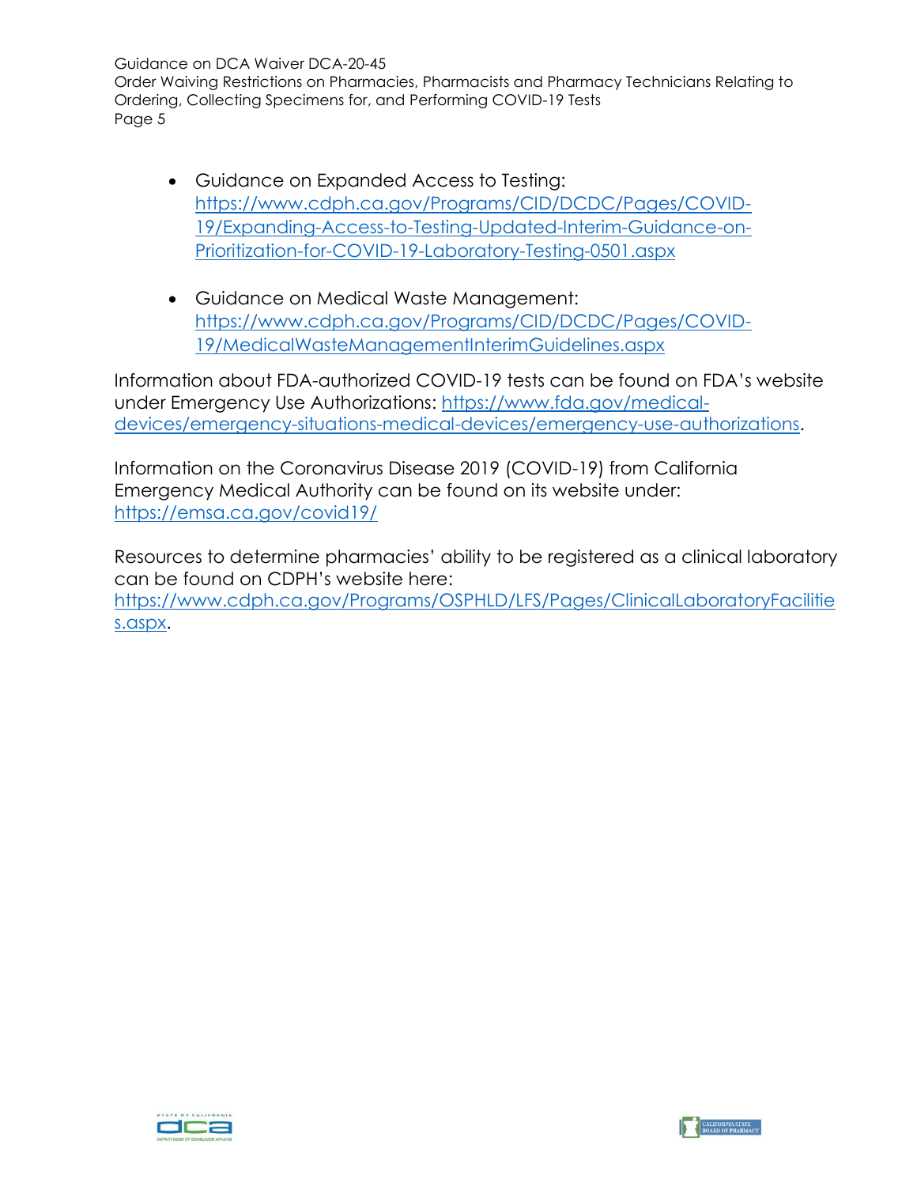- Guidance on Expanded Access to Testing: https://www.cdph.ca.gov/Programs/CID/DCDC/Pages/COVID-19/Expanding-Access-to-Testing-Updated-Interim-Guidance-on-Prioritization-for-COVID-19-Laboratory-Testing-0501.aspx

- Guidance on Medical Waste Management: https://www.cdph.ca.gov/Programs/CID/DCDC/Pages/COVID-19/MedicalWasteManagementInterimGuidelines.aspx

Information about FDA-authorized COVID-19 tests can be found on FDA's website under Emergency Use Authorizations: https://www.fda.gov/medical-devices/emergency-situations-medical-devices/emergency-use-authorizations.

Information on the Coronavirus Disease 2019 (COVID-19) from California Emergency Medical Authority can be found on its website under: https://emsa.ca.gov/covid19/

Resources to determine pharmacies' ability to be registered as a clinical laboratory can be found on CDPH's website here: https://www.cdph.ca.gov/Programs/OSPHLD/LFS/Pages/ClinicalLaboratoryFacilities.aspx.